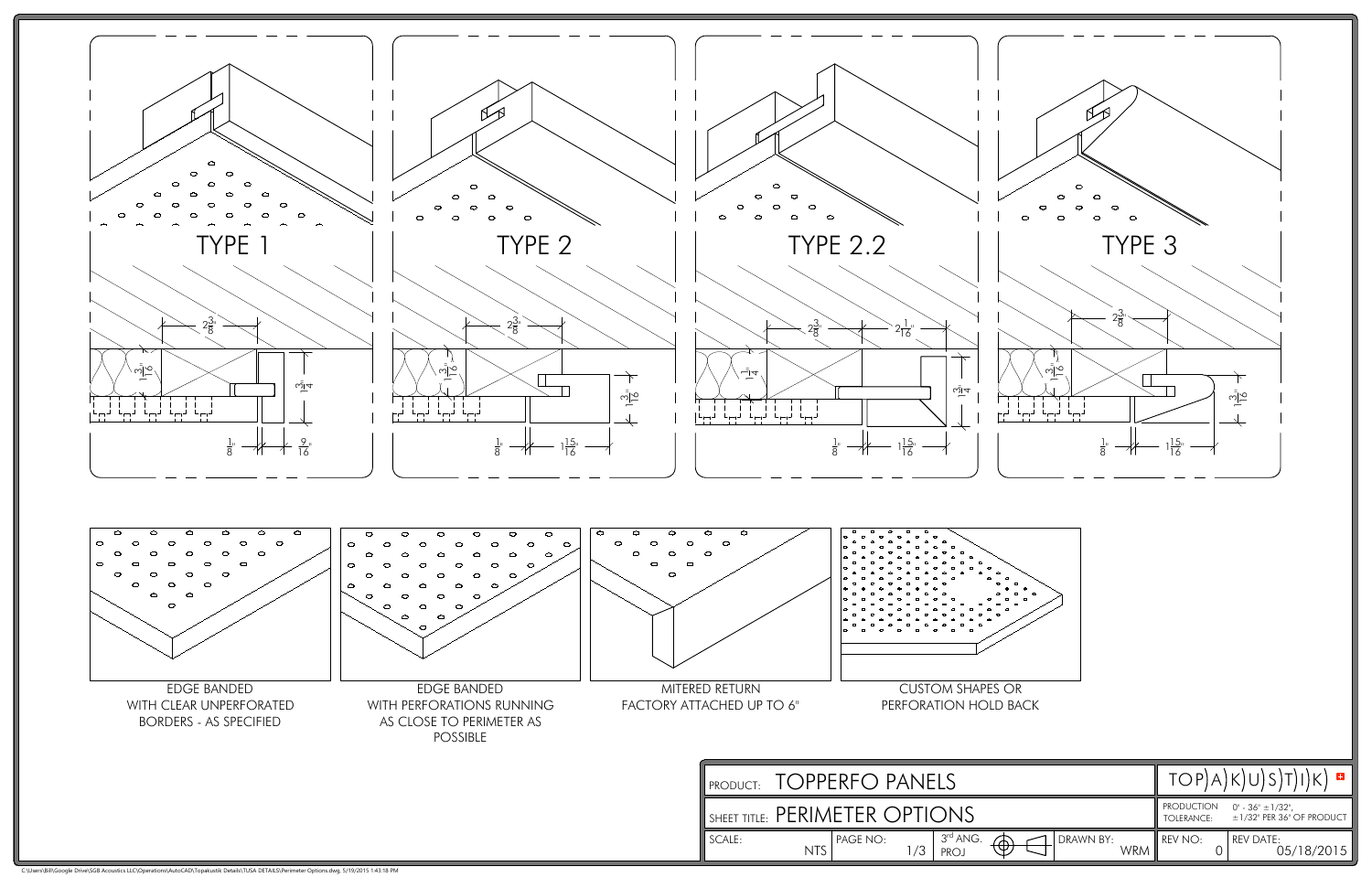## TYPE 1

$2\frac{3}{8}$" — $1\frac{3}{16}$" — $\frac{3}{4}$" — $\frac{1}{8}$" — $\frac{9}{16}$"

## TYPE 2

$2\frac{3}{8}$" — $1\frac{3}{16}$" — $1\frac{3}{16}$" — $\frac{1}{8}$" — $1\frac{15}{16}$"

## TYPE 2.2

$2\frac{3}{8}$" — $2\frac{1}{16}$" — $1\frac{1}{4}$" — $\frac{3}{4}$" — $\frac{1}{8}$" — $1\frac{15}{16}$"

## TYPE 3

$2\frac{3}{8}$" — $1\frac{3}{16}$" — $1\frac{3}{16}$" — $\frac{1}{8}$" — $1\frac{15}{16}$"

EDGE BANDED WITH CLEAR UNPERFORATED BORDERS - AS SPECIFIED

EDGE BANDED WITH PERFORATIONS RUNNING AS CLOSE TO PERIMETER AS POSSIBLE

MITERED RETURN FACTORY ATTACHED UP TO 6"

CUSTOM SHAPES OR PERFORATION HOLD BACK

| PRODUCT: TOPPERFO PANELS | | | | TOPAKUSTIK |
|---|---|---|---|---|
| SHEET TITLE: PERIMETER OPTIONS | | | | PRODUCTION TOLERANCE: 0" - 36" ±1/32", ±1/32" PER 36" OF PRODUCT |
| SCALE: NTS | PAGE NO: 1/3 | 3rd ANG. PROJ | DRAWN BY: WRM | REV NO: 0 — REV DATE: 05/18/2015 |

C:\Users\Bill\Google Drive\SGB Acoustics LLC\Operations\AutoCAD\Topakustik Details\TUSA DETAILS\Perimeter Options.dwg, 5/19/2015 1:43:18 PM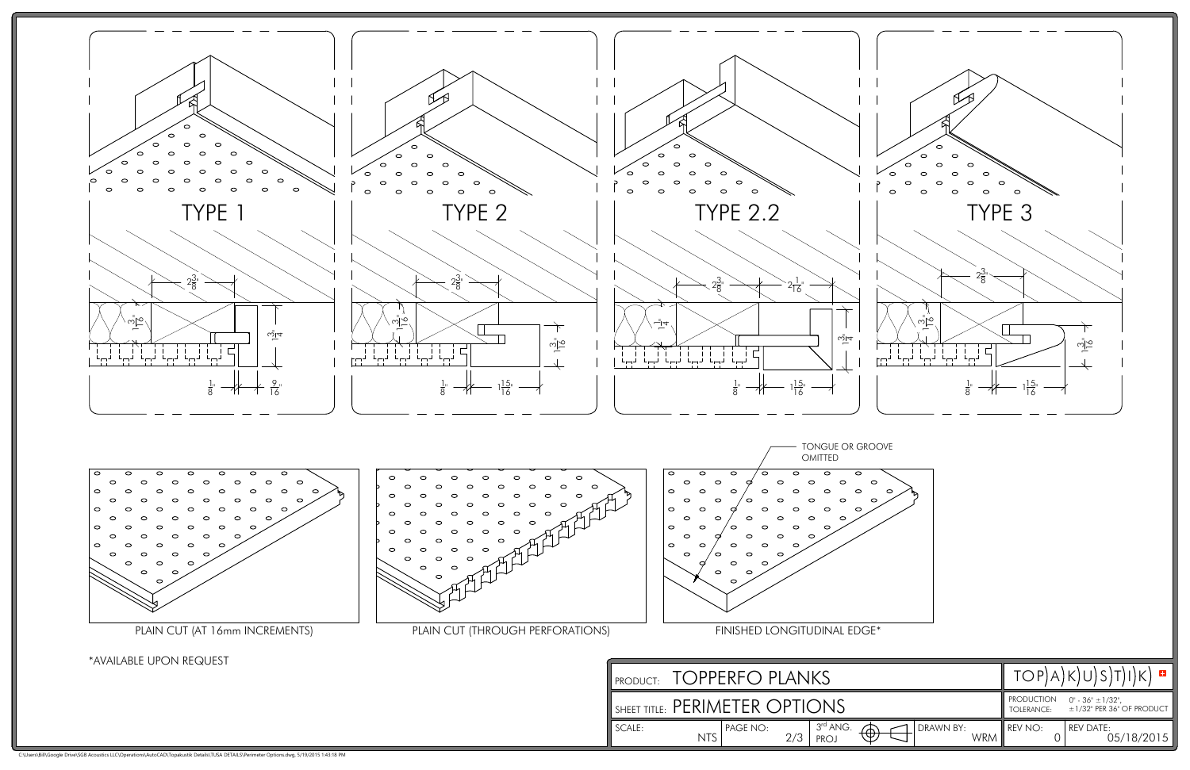TYPE 1

$2\frac{3}{8}$"

$1\frac{3}{16}$"

$1\frac{3}{4}$"

$\frac{1}{8}$"

$\frac{9}{16}$"

TYPE 2

$2\frac{3}{8}$"

$1\frac{3}{16}$"

$1\frac{3}{16}$"

$\frac{1}{8}$"

$1\frac{15}{16}$"

TYPE 2.2

$2\frac{3}{8}$"

$2\frac{1}{16}$"

$1\frac{1}{4}$"

$1\frac{3}{4}$"

$\frac{1}{8}$"

$1\frac{15}{16}$"

TYPE 3

$2\frac{3}{8}$"

$1\frac{3}{16}$"

$1\frac{3}{16}$"

$\frac{1}{8}$"

$1\frac{15}{16}$"

PLAIN CUT (AT 16mm INCREMENTS)

PLAIN CUT (THROUGH PERFORATIONS)

TONGUE OR GROOVE OMITTED

FINISHED LONGITUDINAL EDGE*

*AVAILABLE UPON REQUEST

| PRODUCT: TOPPERFO PLANKS | | | | TOP)A)K)U)S)T)I)K) | |
|---|---|---|---|---|---|
| SHEET TITLE: PERIMETER OPTIONS | | | | PRODUCTION TOLERANCE: | 0" - 36" ±1/32", ±1/32" PER 36" OF PRODUCT |
| SCALE: NTS | PAGE NO: 2/3 | 3rd ANG. PROJ | DRAWN BY: WRM | REV NO: 0 | REV DATE: 05/18/2015 |

C:\Users\Bill\Google Drive\SGB Acoustics LLC\Operations\AutoCAD\Topakustik Details\TUSA DETAILS\Perimeter Options.dwg, 5/19/2015 1:43:18 PM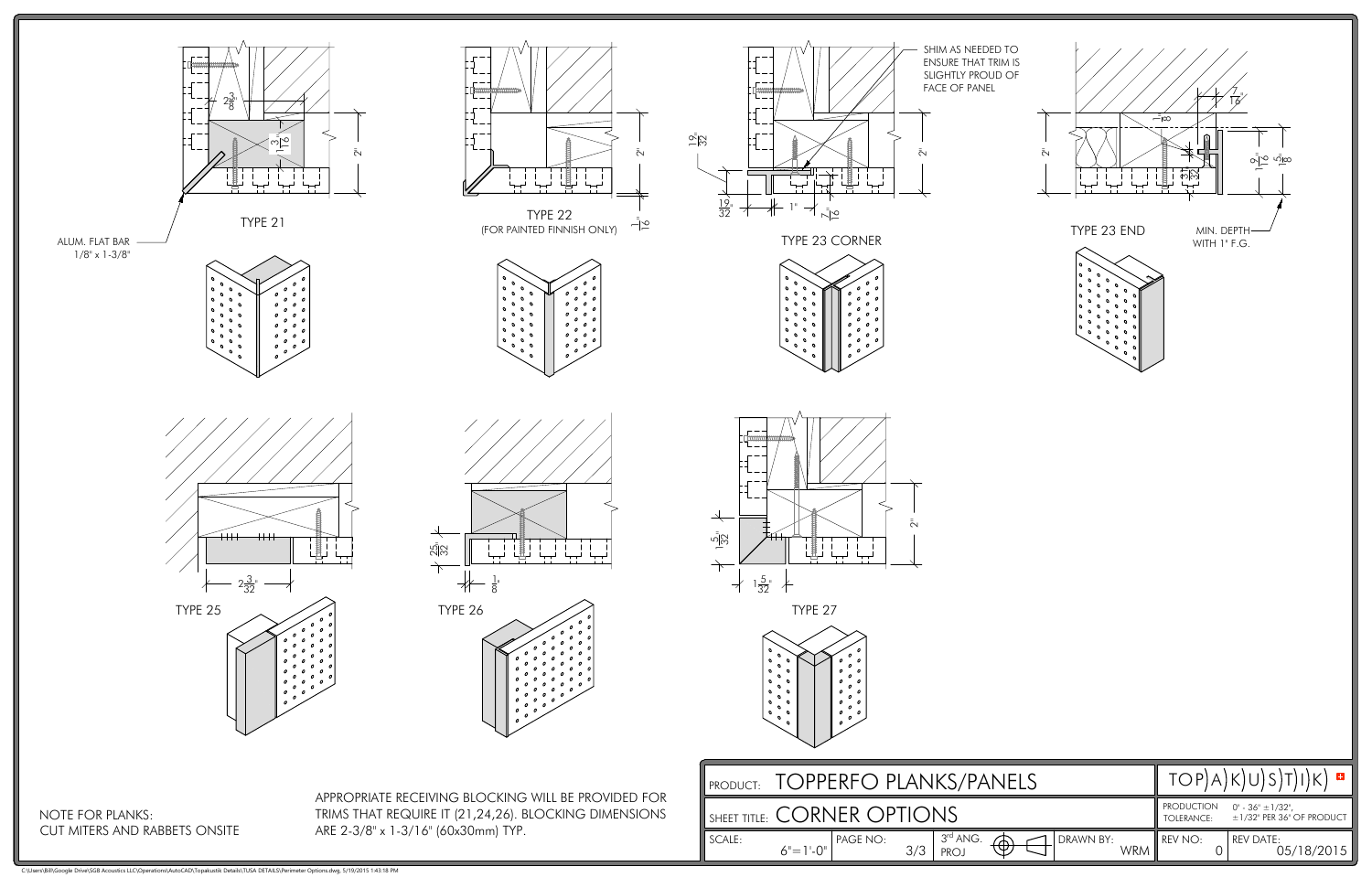SHIM AS NEEDED TO ENSURE THAT TRIM IS SLIGHTLY PROUD OF FACE OF PANEL

ALUM. FLAT BAR 1/8" x 1-3/8"

TYPE 21

TYPE 22 (FOR PAINTED FINNISH ONLY)

TYPE 23 CORNER

TYPE 23 END

MIN. DEPTH WITH 1" F.G.

TYPE 25

TYPE 26

TYPE 27

NOTE FOR PLANKS:
CUT MITERS AND RABBETS ONSITE

APPROPRIATE RECEIVING BLOCKING WILL BE PROVIDED FOR TRIMS THAT REQUIRE IT (21,24,26). BLOCKING DIMENSIONS ARE 2-3/8" x 1-3/16" (60x30mm) TYP.

| | | | | |
|---|---|---|---|---|
| PRODUCT: TOPPERFO PLANKS/PANELS | | | | TOPAKUSTIK |
| SHEET TITLE: CORNER OPTIONS | | | | PRODUCTION TOLERANCE: 0" - 36" ±1/32", ±1/32" PER 36" OF PRODUCT |
| SCALE: 6"=1'-0" | PAGE NO: 3/3 | 3rd ANG. PROJ | DRAWN BY: WRM | REV NO: 0 / REV DATE: 05/18/2015 |

C:\Users\Bill\Google Drive\SGB Acoustics LLC\Operations\AutoCAD\Topakustik Details\TUSA DETAILS\Perimeter Options.dwg, 5/19/2015 1:43:18 PM